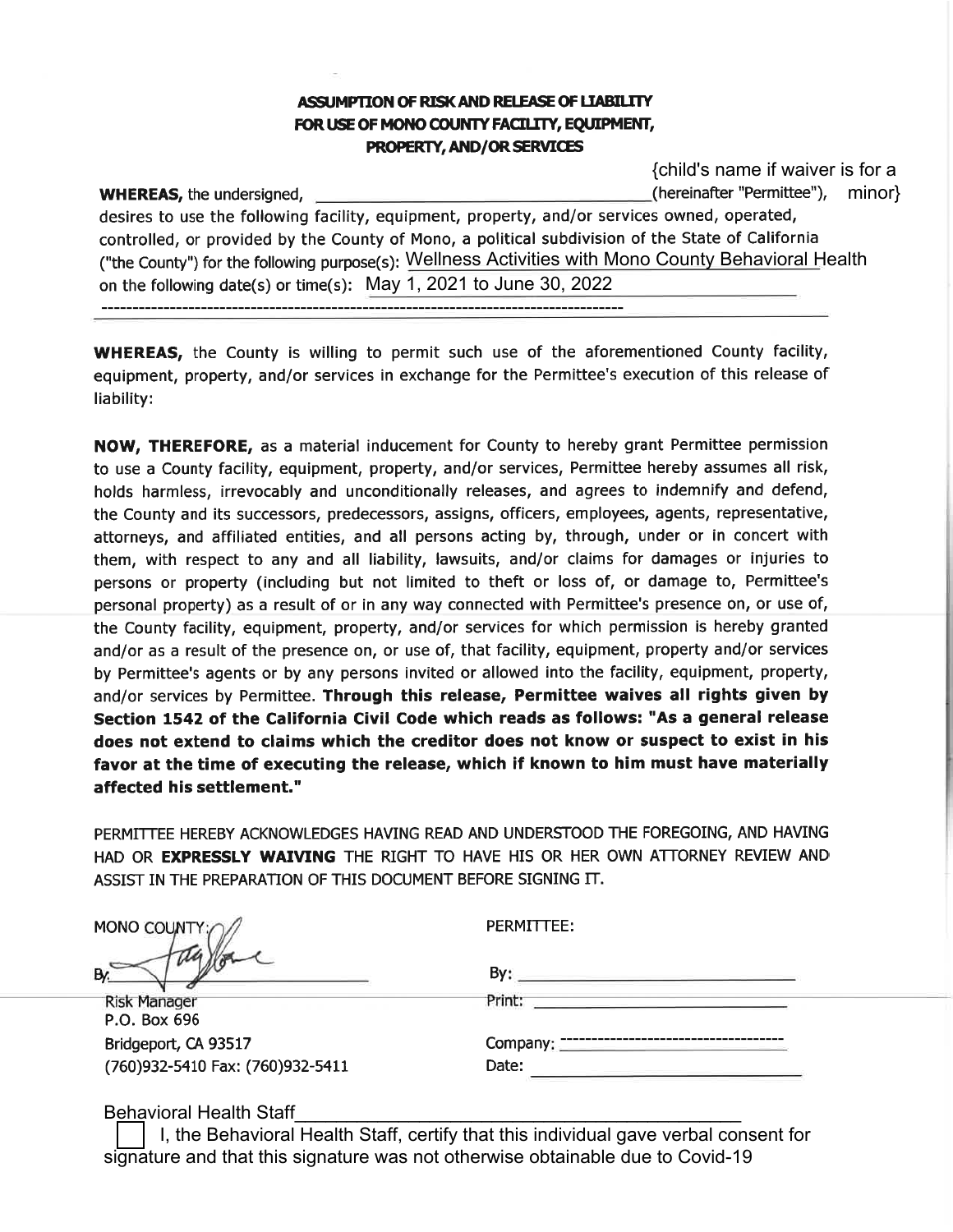**ASSUMPTION OF RISK AND RELEASE OF LIABILITY FOR USE OF MONO COUNTY FACILITY, EQUIPMENT, PROPERTY, AND/OR SERVICES**

**WHEREAS,** the undersigned, ______________________________ (hereinafter "Permittee"), {child's name if waiver is for a minor} desires to use the following facility, equipment, property, and/or services owned, operated, controlled, or provided by the County of Mono, a political subdivision of the State of California ("the County") for the following purpose(s): Wellness Activities with Mono County Behavioral Health on the following date(s) or time(s): May 1, 2021 to June 30, 2022

**WHEREAS,** the County is willing to permit such use of the aforementioned County facility, equipment, property, and/or services in exchange for the Permittee's execution of this release of liability:

**NOW, THEREFORE,** as a material inducement for County to hereby grant Permittee permission to use a County facility, equipment, property, and/or services, Permittee hereby assumes all risk, holds harmless, irrevocably and unconditionally releases, and agrees to indemnify and defend, the County and its successors, predecessors, assigns, officers, employees, agents, representative, attorneys, and affiliated entities, and all persons acting by, through, under or in concert with them, with respect to any and all liability, lawsuits, and/or claims for damages or injuries to persons or property (including but not limited to theft or loss of, or damage to, Permittee's personal property) as a result of or in any way connected with Permittee's presence on, or use of, the County facility, equipment, property, and/or services for which permission is hereby granted and/or as a result of the presence on, or use of, that facility, equipment, property and/or services by Permittee's agents or by any persons invited or allowed into the facility, equipment, property, and/or services by Permittee. **Through this release, Permittee waives all rights given by Section 1542 of the California Civil Code which reads as follows: "As a general release does not extend to claims which the creditor does not know or suspect to exist in his favor at the time of executing the release, which if known to him must have materially affected his settlement."**

PERMITTEE HEREBY ACKNOWLEDGES HAVING READ AND UNDERSTOOD THE FOREGOING, AND HAVING HAD OR **EXPRESSLY WAIVING** THE RIGHT TO HAVE HIS OR HER OWN ATTORNEY REVIEW AND ASSIST IN THE PREPARATION OF THIS DOCUMENT BEFORE SIGNING IT.

MONO COUNTY:

By: ______________________________

Risk Manager
P.O. Box 696
Bridgeport, CA 93517
(760)932-5410 Fax: (760)932-5411

PERMITTEE:

By: ______________________________

Print: ______________________________

Company: ______________________________

Date: ______________________________

Behavioral Health Staff ______________________________

☐ I, the Behavioral Health Staff, certify that this individual gave verbal consent for signature and that this signature was not otherwise obtainable due to Covid-19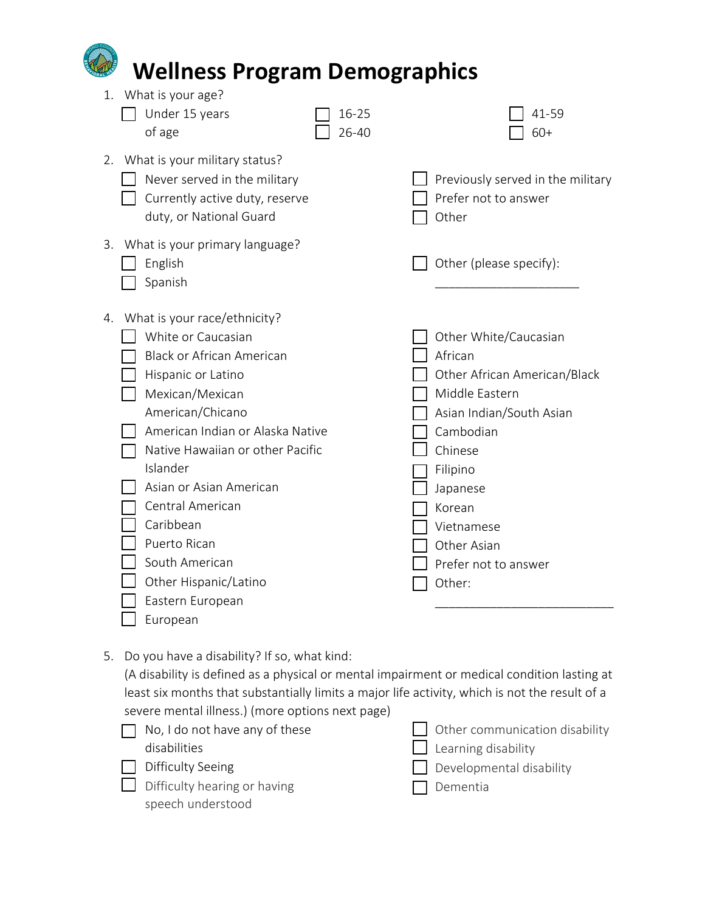# Wellness Program Demographics

1. What is your age?
   - ☐ Under 15 years of age
   - ☐ 16-25
   - ☐ 26-40
   - ☐ 41-59
   - ☐ 60+

2. What is your military status?
   - ☐ Never served in the military
   - ☐ Currently active duty, reserve duty, or National Guard
   - ☐ Previously served in the military
   - ☐ Prefer not to answer
   - ☐ Other

3. What is your primary language?
   - ☐ English
   - ☐ Spanish
   - ☐ Other (please specify): ____________________

4. What is your race/ethnicity?
   - ☐ White or Caucasian
   - ☐ Black or African American
   - ☐ Hispanic or Latino
   - ☐ Mexican/Mexican American/Chicano
   - ☐ American Indian or Alaska Native
   - ☐ Native Hawaiian or other Pacific Islander
   - ☐ Asian or Asian American
   - ☐ Central American
   - ☐ Caribbean
   - ☐ Puerto Rican
   - ☐ South American
   - ☐ Other Hispanic/Latino
   - ☐ Eastern European
   - ☐ European
   - ☐ Other White/Caucasian
   - ☐ African
   - ☐ Other African American/Black
   - ☐ Middle Eastern
   - ☐ Asian Indian/South Asian
   - ☐ Cambodian
   - ☐ Chinese
   - ☐ Filipino
   - ☐ Japanese
   - ☐ Korean
   - ☐ Vietnamese
   - ☐ Other Asian
   - ☐ Prefer not to answer
   - ☐ Other: ________________________

5. Do you have a disability? If so, what kind:
   (A disability is defined as a physical or mental impairment or medical condition lasting at least six months that substantially limits a major life activity, which is not the result of a severe mental illness.) (more options next page)
   - ☐ No, I do not have any of these disabilities
   - ☐ Difficulty Seeing
   - ☐ Difficulty hearing or having speech understood
   - ☐ Other communication disability
   - ☐ Learning disability
   - ☐ Developmental disability
   - ☐ Dementia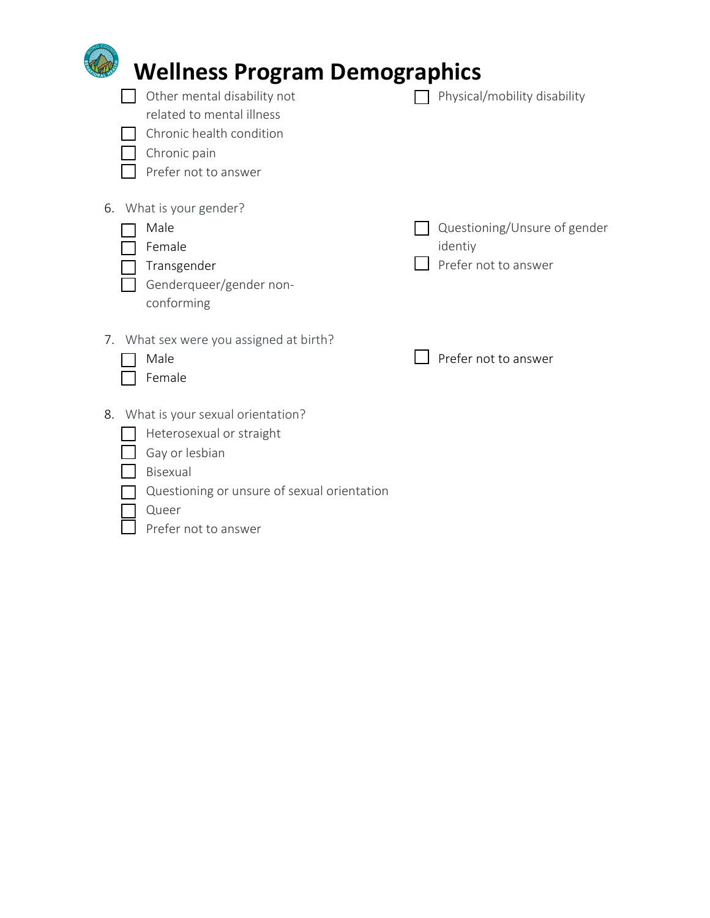# Wellness Program Demographics

- ☐ Other mental disability not related to mental illness
- ☐ Chronic health condition
- ☐ Chronic pain
- ☐ Prefer not to answer
- ☐ Physical/mobility disability

6. What is your gender?
   - ☐ Male
   - ☐ Female
   - ☐ Transgender
   - ☐ Genderqueer/gender non-conforming
   - ☐ Questioning/Unsure of gender identiy
   - ☐ Prefer not to answer

7. What sex were you assigned at birth?
   - ☐ Male
   - ☐ Female
   - ☐ Prefer not to answer

8. What is your sexual orientation?
   - ☐ Heterosexual or straight
   - ☐ Gay or lesbian
   - ☐ Bisexual
   - ☐ Questioning or unsure of sexual orientation
   - ☐ Queer
   - ☐ Prefer not to answer